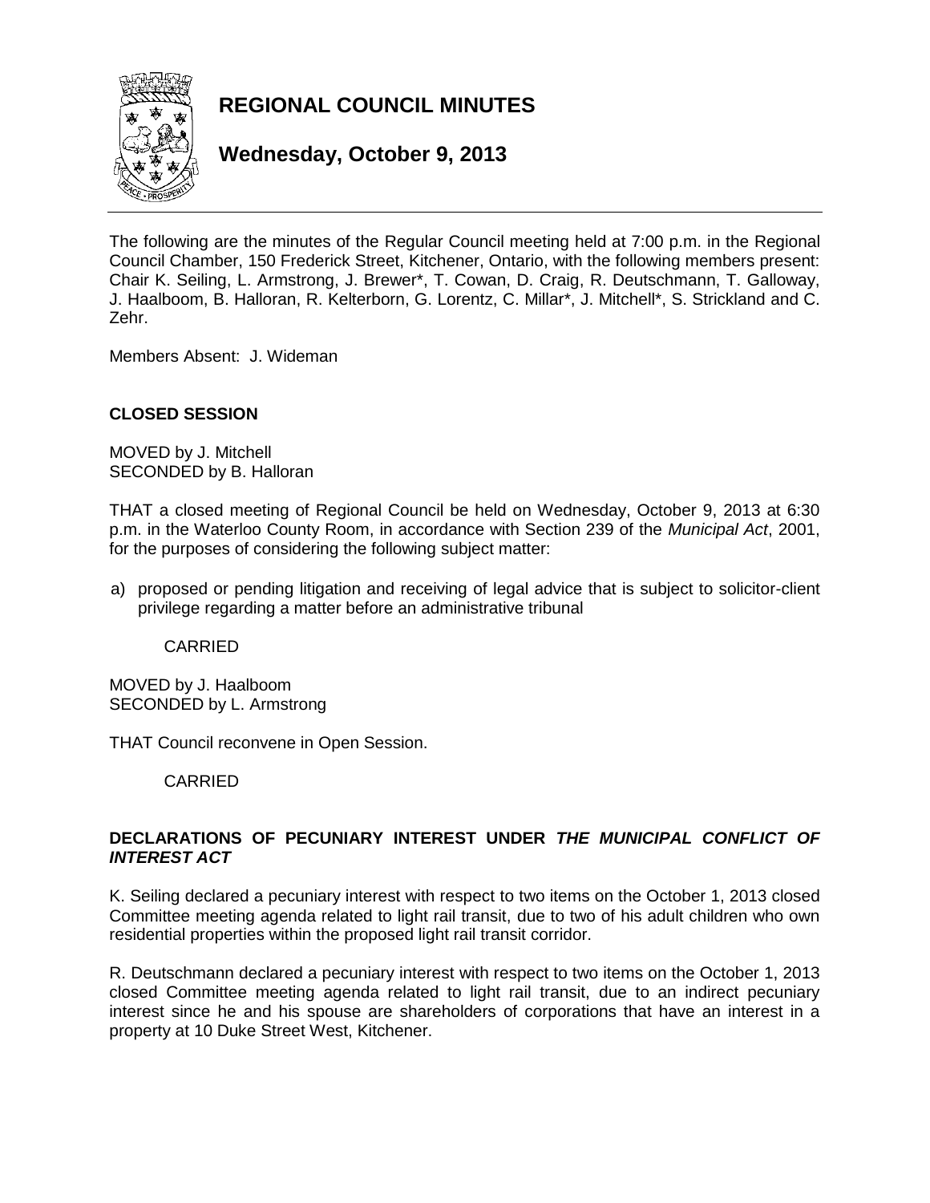# REGIONAL COUNCIL MINUTES

## Wednesday, October 9, 2013

The following are the minutes of the Regular Council meeting held at 7:00 p.m. in the Regional Council Chamber, 150 Frederick Street, Kitchener, Ontario, with the following members present: Chair K. Seiling, L. Armstrong, J. Brewer*, T. Cowan, D. Craig, R. Deutschmann, T. Galloway, J. Haalboom, B. Halloran, R. Kelterborn, G. Lorentz, C. Millar*, J. Mitchell*, S. Strickland and C. Zehr.

Members Absent: J. Wideman

**CLOSED SESSION**

MOVED by J. Mitchell
SECONDED by B. Halloran

THAT a closed meeting of Regional Council be held on Wednesday, October 9, 2013 at 6:30 p.m. in the Waterloo County Room, in accordance with Section 239 of the *Municipal Act*, 2001, for the purposes of considering the following subject matter:

a) proposed or pending litigation and receiving of legal advice that is subject to solicitor-client privilege regarding a matter before an administrative tribunal

CARRIED

MOVED by J. Haalboom
SECONDED by L. Armstrong

THAT Council reconvene in Open Session.

CARRIED

**DECLARATIONS OF PECUNIARY INTEREST UNDER *THE MUNICIPAL CONFLICT OF INTEREST ACT***

K. Seiling declared a pecuniary interest with respect to two items on the October 1, 2013 closed Committee meeting agenda related to light rail transit, due to two of his adult children who own residential properties within the proposed light rail transit corridor.

R. Deutschmann declared a pecuniary interest with respect to two items on the October 1, 2013 closed Committee meeting agenda related to light rail transit, due to an indirect pecuniary interest since he and his spouse are shareholders of corporations that have an interest in a property at 10 Duke Street West, Kitchener.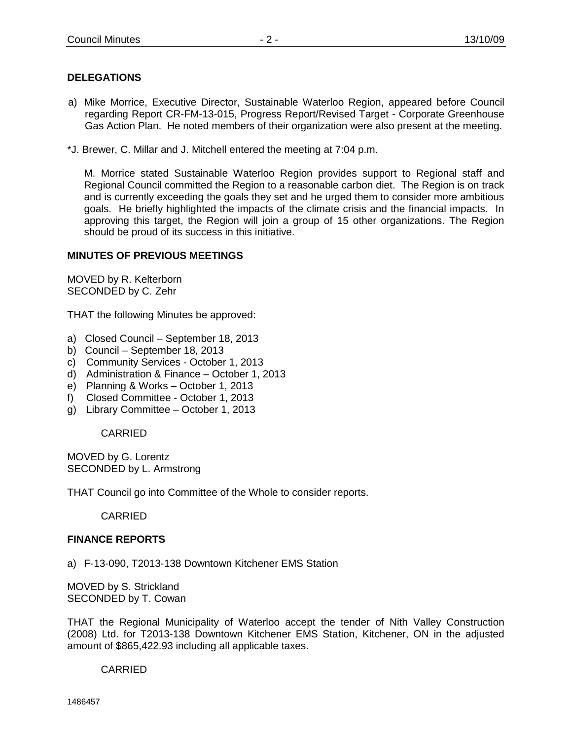## DELEGATIONS

a) Mike Morrice, Executive Director, Sustainable Waterloo Region, appeared before Council regarding Report CR-FM-13-015, Progress Report/Revised Target - Corporate Greenhouse Gas Action Plan. He noted members of their organization were also present at the meeting.

*J. Brewer, C. Millar and J. Mitchell entered the meeting at 7:04 p.m.

M. Morrice stated Sustainable Waterloo Region provides support to Regional staff and Regional Council committed the Region to a reasonable carbon diet. The Region is on track and is currently exceeding the goals they set and he urged them to consider more ambitious goals. He briefly highlighted the impacts of the climate crisis and the financial impacts. In approving this target, the Region will join a group of 15 other organizations. The Region should be proud of its success in this initiative.

## MINUTES OF PREVIOUS MEETINGS

MOVED by R. Kelterborn
SECONDED by C. Zehr

THAT the following Minutes be approved:

a) Closed Council – September 18, 2013
b) Council – September 18, 2013
c) Community Services - October 1, 2013
d) Administration & Finance – October 1, 2013
e) Planning & Works – October 1, 2013
f) Closed Committee - October 1, 2013
g) Library Committee – October 1, 2013

CARRIED

MOVED by G. Lorentz
SECONDED by L. Armstrong

THAT Council go into Committee of the Whole to consider reports.

CARRIED

## FINANCE REPORTS

a) F-13-090, T2013-138 Downtown Kitchener EMS Station

MOVED by S. Strickland
SECONDED by T. Cowan

THAT the Regional Municipality of Waterloo accept the tender of Nith Valley Construction (2008) Ltd. for T2013-138 Downtown Kitchener EMS Station, Kitchener, ON in the adjusted amount of $865,422.93 including all applicable taxes.

CARRIED

1486457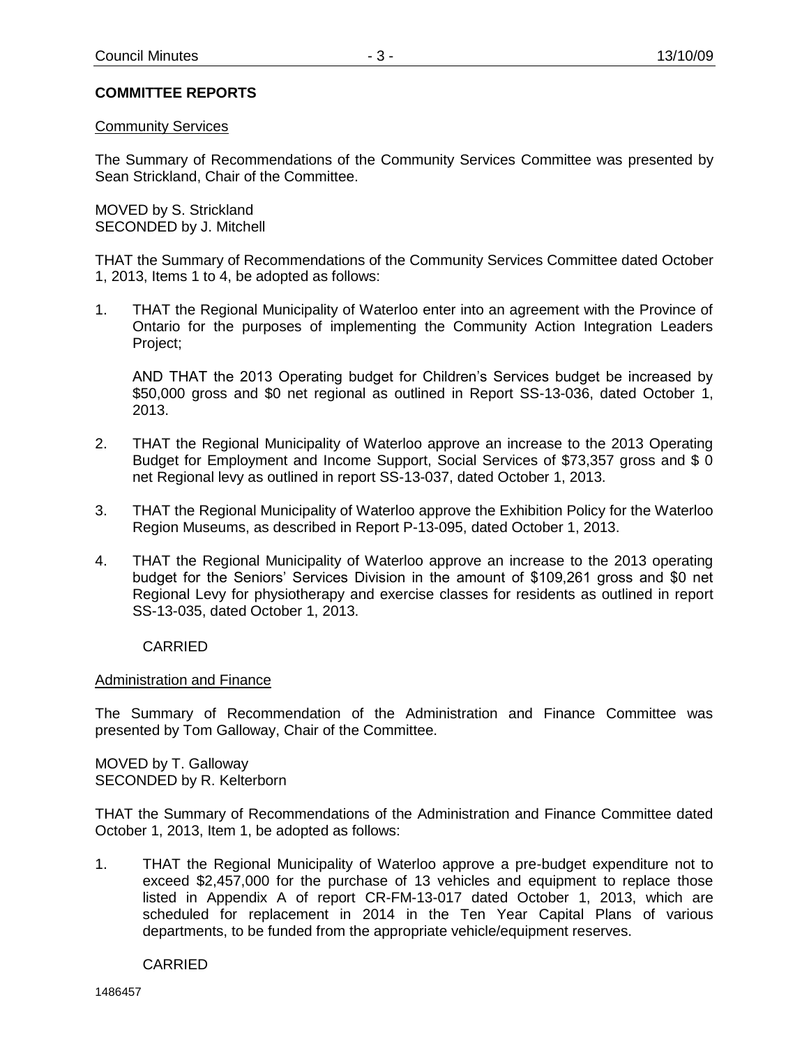## COMMITTEE REPORTS

Community Services

The Summary of Recommendations of the Community Services Committee was presented by Sean Strickland, Chair of the Committee.

MOVED by S. Strickland
SECONDED by J. Mitchell

THAT the Summary of Recommendations of the Community Services Committee dated October 1, 2013, Items 1 to 4, be adopted as follows:

1. THAT the Regional Municipality of Waterloo enter into an agreement with the Province of Ontario for the purposes of implementing the Community Action Integration Leaders Project;

   AND THAT the 2013 Operating budget for Children's Services budget be increased by $50,000 gross and $0 net regional as outlined in Report SS-13-036, dated October 1, 2013.

2. THAT the Regional Municipality of Waterloo approve an increase to the 2013 Operating Budget for Employment and Income Support, Social Services of $73,357 gross and $ 0 net Regional levy as outlined in report SS-13-037, dated October 1, 2013.

3. THAT the Regional Municipality of Waterloo approve the Exhibition Policy for the Waterloo Region Museums, as described in Report P-13-095, dated October 1, 2013.

4. THAT the Regional Municipality of Waterloo approve an increase to the 2013 operating budget for the Seniors' Services Division in the amount of $109,261 gross and $0 net Regional Levy for physiotherapy and exercise classes for residents as outlined in report SS-13-035, dated October 1, 2013.

   CARRIED

Administration and Finance

The Summary of Recommendation of the Administration and Finance Committee was presented by Tom Galloway, Chair of the Committee.

MOVED by T. Galloway
SECONDED by R. Kelterborn

THAT the Summary of Recommendations of the Administration and Finance Committee dated October 1, 2013, Item 1, be adopted as follows:

1. THAT the Regional Municipality of Waterloo approve a pre-budget expenditure not to exceed $2,457,000 for the purchase of 13 vehicles and equipment to replace those listed in Appendix A of report CR-FM-13-017 dated October 1, 2013, which are scheduled for replacement in 2014 in the Ten Year Capital Plans of various departments, to be funded from the appropriate vehicle/equipment reserves.

   CARRIED

1486457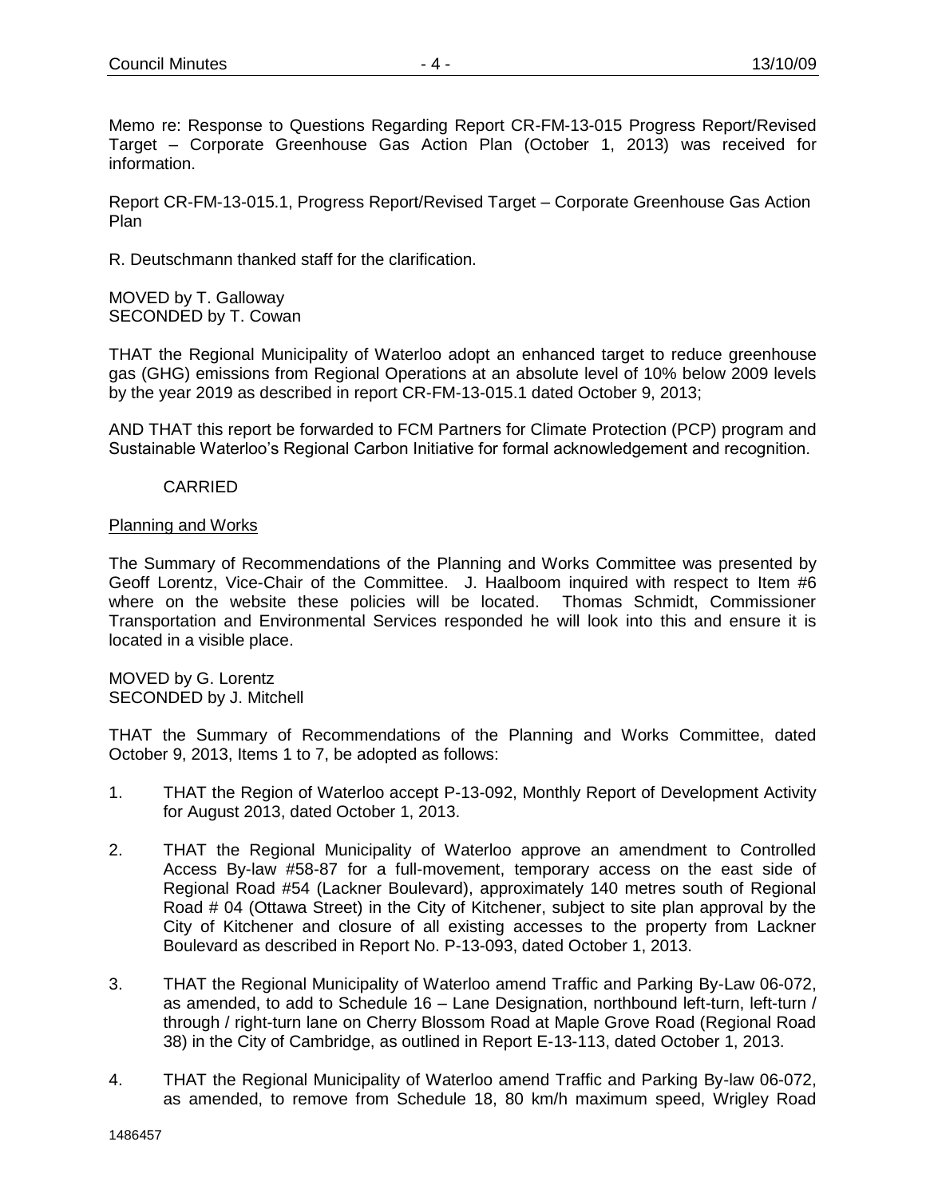Memo re: Response to Questions Regarding Report CR-FM-13-015 Progress Report/Revised Target – Corporate Greenhouse Gas Action Plan (October 1, 2013) was received for information.

Report CR-FM-13-015.1, Progress Report/Revised Target – Corporate Greenhouse Gas Action Plan

R. Deutschmann thanked staff for the clarification.

MOVED by T. Galloway
SECONDED by T. Cowan

THAT the Regional Municipality of Waterloo adopt an enhanced target to reduce greenhouse gas (GHG) emissions from Regional Operations at an absolute level of 10% below 2009 levels by the year 2019 as described in report CR-FM-13-015.1 dated October 9, 2013;

AND THAT this report be forwarded to FCM Partners for Climate Protection (PCP) program and Sustainable Waterloo's Regional Carbon Initiative for formal acknowledgement and recognition.

CARRIED

Planning and Works

The Summary of Recommendations of the Planning and Works Committee was presented by Geoff Lorentz, Vice-Chair of the Committee. J. Haalboom inquired with respect to Item #6 where on the website these policies will be located. Thomas Schmidt, Commissioner Transportation and Environmental Services responded he will look into this and ensure it is located in a visible place.

MOVED by G. Lorentz
SECONDED by J. Mitchell

THAT the Summary of Recommendations of the Planning and Works Committee, dated October 9, 2013, Items 1 to 7, be adopted as follows:

1. THAT the Region of Waterloo accept P-13-092, Monthly Report of Development Activity for August 2013, dated October 1, 2013.

2. THAT the Regional Municipality of Waterloo approve an amendment to Controlled Access By-law #58-87 for a full-movement, temporary access on the east side of Regional Road #54 (Lackner Boulevard), approximately 140 metres south of Regional Road # 04 (Ottawa Street) in the City of Kitchener, subject to site plan approval by the City of Kitchener and closure of all existing accesses to the property from Lackner Boulevard as described in Report No. P-13-093, dated October 1, 2013.

3. THAT the Regional Municipality of Waterloo amend Traffic and Parking By-Law 06-072, as amended, to add to Schedule 16 – Lane Designation, northbound left-turn, left-turn / through / right-turn lane on Cherry Blossom Road at Maple Grove Road (Regional Road 38) in the City of Cambridge, as outlined in Report E-13-113, dated October 1, 2013.

4. THAT the Regional Municipality of Waterloo amend Traffic and Parking By-law 06-072, as amended, to remove from Schedule 18, 80 km/h maximum speed, Wrigley Road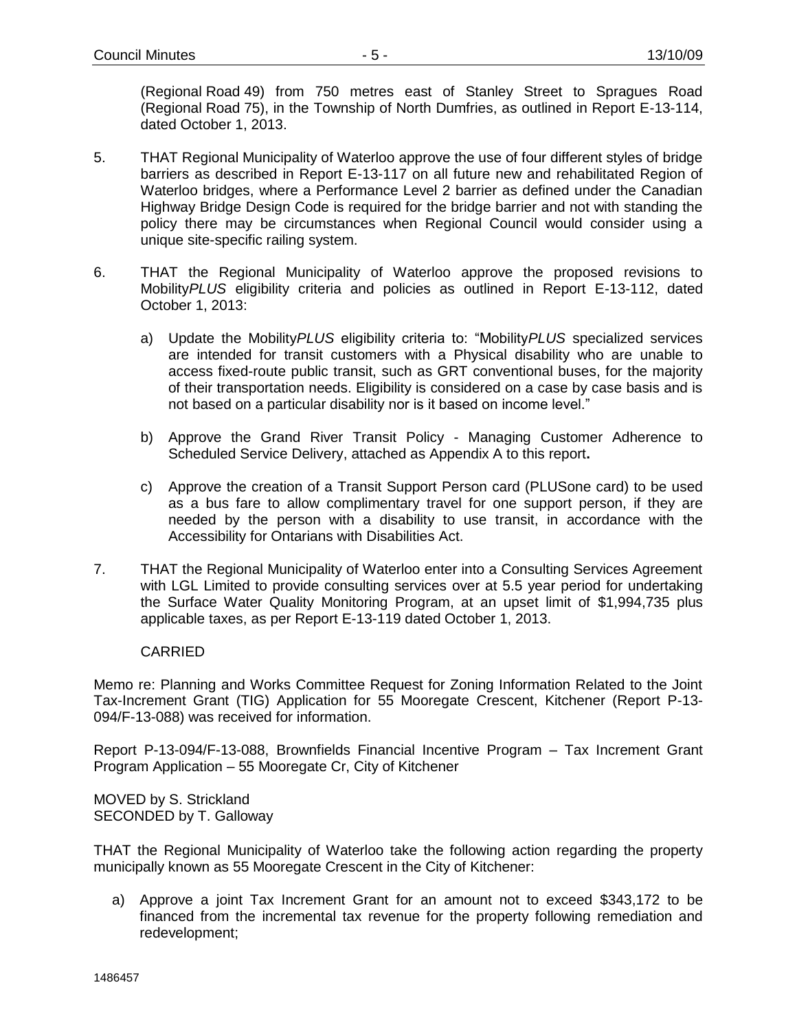(Regional Road 49) from 750 metres east of Stanley Street to Spragues Road (Regional Road 75), in the Township of North Dumfries, as outlined in Report E-13-114, dated October 1, 2013.

5. THAT Regional Municipality of Waterloo approve the use of four different styles of bridge barriers as described in Report E-13-117 on all future new and rehabilitated Region of Waterloo bridges, where a Performance Level 2 barrier as defined under the Canadian Highway Bridge Design Code is required for the bridge barrier and not with standing the policy there may be circumstances when Regional Council would consider using a unique site-specific railing system.

6. THAT the Regional Municipality of Waterloo approve the proposed revisions to Mobility*PLUS* eligibility criteria and policies as outlined in Report E-13-112, dated October 1, 2013:

   a) Update the Mobility*PLUS* eligibility criteria to: "Mobility*PLUS* specialized services are intended for transit customers with a Physical disability who are unable to access fixed-route public transit, such as GRT conventional buses, for the majority of their transportation needs. Eligibility is considered on a case by case basis and is not based on a particular disability nor is it based on income level."

   b) Approve the Grand River Transit Policy - Managing Customer Adherence to Scheduled Service Delivery, attached as Appendix A to this report**.**

   c) Approve the creation of a Transit Support Person card (PLUSone card) to be used as a bus fare to allow complimentary travel for one support person, if they are needed by the person with a disability to use transit, in accordance with the Accessibility for Ontarians with Disabilities Act.

7. THAT the Regional Municipality of Waterloo enter into a Consulting Services Agreement with LGL Limited to provide consulting services over at 5.5 year period for undertaking the Surface Water Quality Monitoring Program, at an upset limit of $1,994,735 plus applicable taxes, as per Report E-13-119 dated October 1, 2013.

CARRIED

Memo re: Planning and Works Committee Request for Zoning Information Related to the Joint Tax-Increment Grant (TIG) Application for 55 Mooregate Crescent, Kitchener (Report P-13-094/F-13-088) was received for information.

Report P-13-094/F-13-088, Brownfields Financial Incentive Program – Tax Increment Grant Program Application – 55 Mooregate Cr, City of Kitchener

MOVED by S. Strickland
SECONDED by T. Galloway

THAT the Regional Municipality of Waterloo take the following action regarding the property municipally known as 55 Mooregate Crescent in the City of Kitchener:

a) Approve a joint Tax Increment Grant for an amount not to exceed $343,172 to be financed from the incremental tax revenue for the property following remediation and redevelopment;

1486457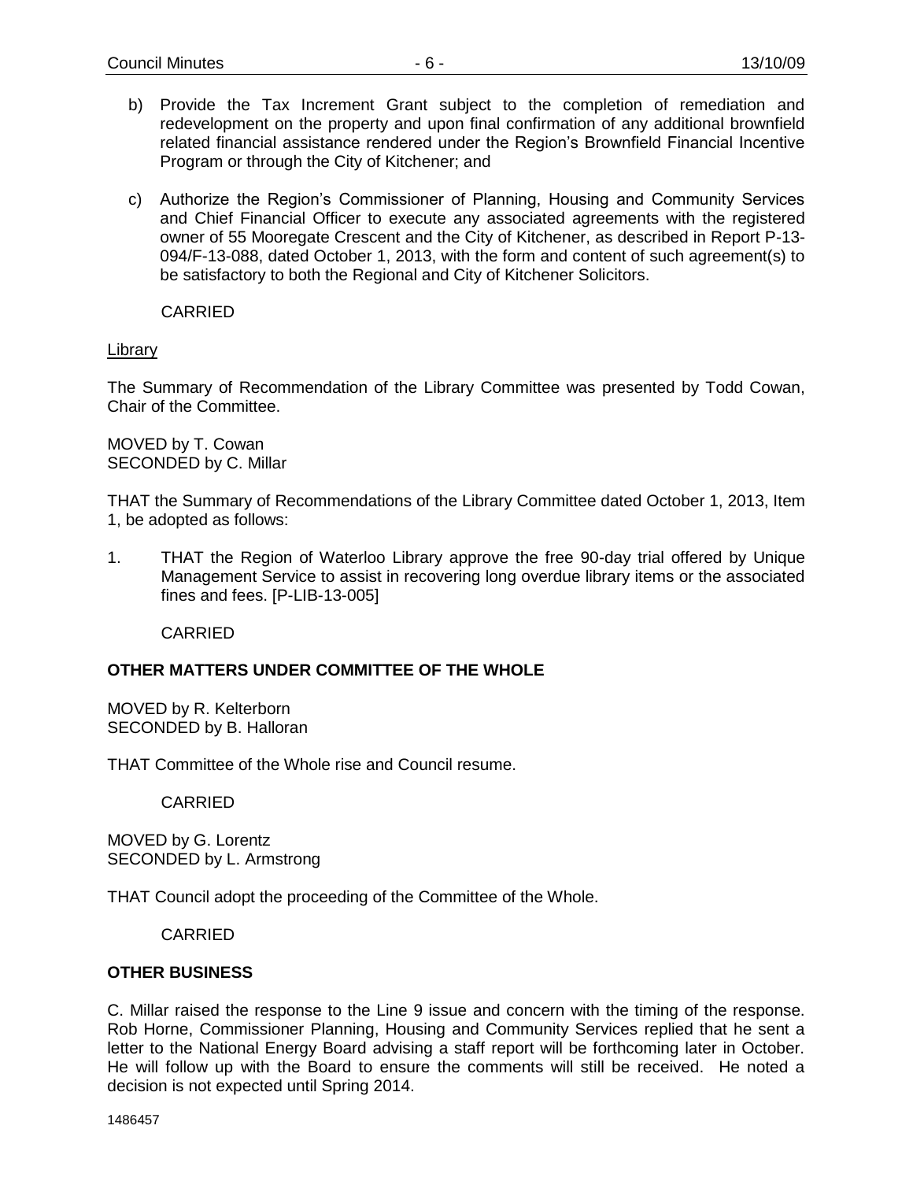b) Provide the Tax Increment Grant subject to the completion of remediation and redevelopment on the property and upon final confirmation of any additional brownfield related financial assistance rendered under the Region's Brownfield Financial Incentive Program or through the City of Kitchener; and

c) Authorize the Region's Commissioner of Planning, Housing and Community Services and Chief Financial Officer to execute any associated agreements with the registered owner of 55 Mooregate Crescent and the City of Kitchener, as described in Report P-13-094/F-13-088, dated October 1, 2013, with the form and content of such agreement(s) to be satisfactory to both the Regional and City of Kitchener Solicitors.

CARRIED

Library

The Summary of Recommendation of the Library Committee was presented by Todd Cowan, Chair of the Committee.

MOVED by T. Cowan
SECONDED by C. Millar

THAT the Summary of Recommendations of the Library Committee dated October 1, 2013, Item 1, be adopted as follows:

1. THAT the Region of Waterloo Library approve the free 90-day trial offered by Unique Management Service to assist in recovering long overdue library items or the associated fines and fees. [P-LIB-13-005]

CARRIED

## OTHER MATTERS UNDER COMMITTEE OF THE WHOLE

MOVED by R. Kelterborn
SECONDED by B. Halloran

THAT Committee of the Whole rise and Council resume.

CARRIED

MOVED by G. Lorentz
SECONDED by L. Armstrong

THAT Council adopt the proceeding of the Committee of the Whole.

CARRIED

## OTHER BUSINESS

C. Millar raised the response to the Line 9 issue and concern with the timing of the response. Rob Horne, Commissioner Planning, Housing and Community Services replied that he sent a letter to the National Energy Board advising a staff report will be forthcoming later in October. He will follow up with the Board to ensure the comments will still be received. He noted a decision is not expected until Spring 2014.

1486457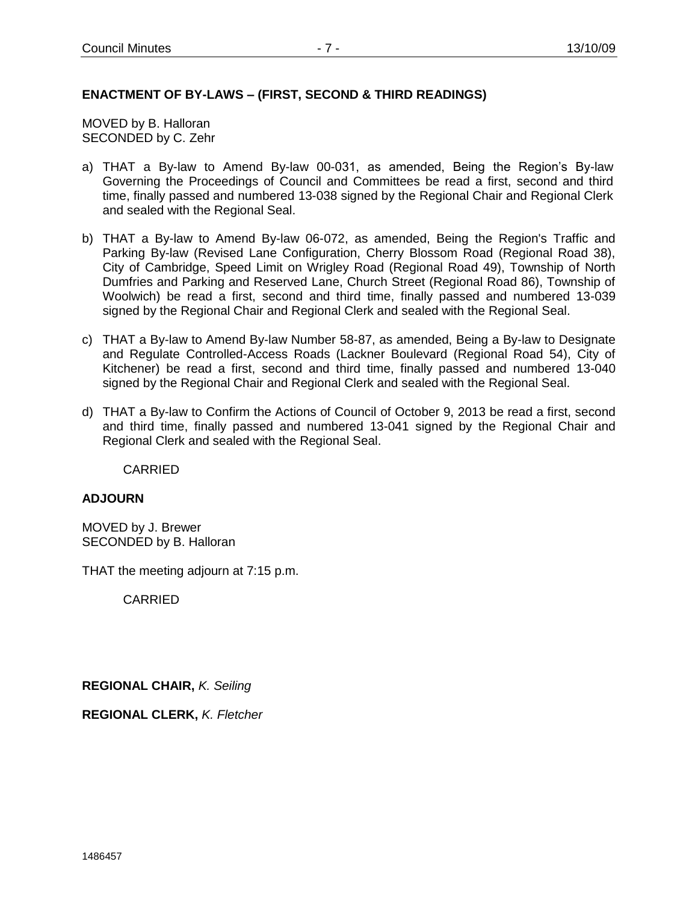**ENACTMENT OF BY-LAWS – (FIRST, SECOND & THIRD READINGS)**

MOVED by B. Halloran
SECONDED by C. Zehr

a) THAT a By-law to Amend By-law 00-031, as amended, Being the Region's By-law Governing the Proceedings of Council and Committees be read a first, second and third time, finally passed and numbered 13-038 signed by the Regional Chair and Regional Clerk and sealed with the Regional Seal.

b) THAT a By-law to Amend By-law 06-072, as amended, Being the Region's Traffic and Parking By-law (Revised Lane Configuration, Cherry Blossom Road (Regional Road 38), City of Cambridge, Speed Limit on Wrigley Road (Regional Road 49), Township of North Dumfries and Parking and Reserved Lane, Church Street (Regional Road 86), Township of Woolwich) be read a first, second and third time, finally passed and numbered 13-039 signed by the Regional Chair and Regional Clerk and sealed with the Regional Seal.

c) THAT a By-law to Amend By-law Number 58-87, as amended, Being a By-law to Designate and Regulate Controlled-Access Roads (Lackner Boulevard (Regional Road 54), City of Kitchener) be read a first, second and third time, finally passed and numbered 13-040 signed by the Regional Chair and Regional Clerk and sealed with the Regional Seal.

d) THAT a By-law to Confirm the Actions of Council of October 9, 2013 be read a first, second and third time, finally passed and numbered 13-041 signed by the Regional Chair and Regional Clerk and sealed with the Regional Seal.

CARRIED

**ADJOURN**

MOVED by J. Brewer
SECONDED by B. Halloran

THAT the meeting adjourn at 7:15 p.m.

CARRIED

**REGIONAL CHAIR,** *K. Seiling*

**REGIONAL CLERK,** *K. Fletcher*

1486457